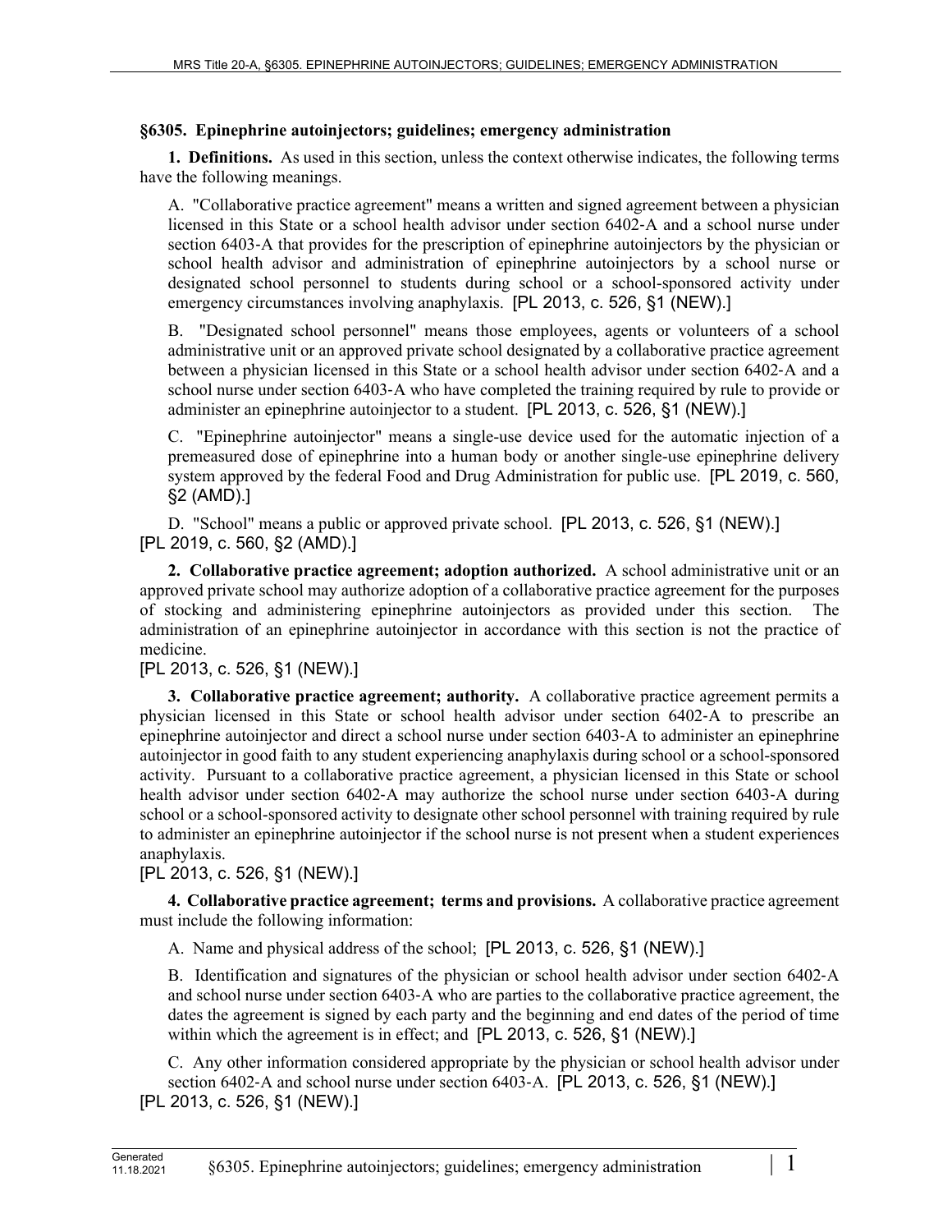## §6305. Epinephrine autoinjectors; guidelines; emergency administration

**1. Definitions.** As used in this section, unless the context otherwise indicates, the following terms have the following meanings.

A. "Collaborative practice agreement" means a written and signed agreement between a physician licensed in this State or a school health advisor under section 6402-A and a school nurse under section 6403-A that provides for the prescription of epinephrine autoinjectors by the physician or school health advisor and administration of epinephrine autoinjectors by a school nurse or designated school personnel to students during school or a school-sponsored activity under emergency circumstances involving anaphylaxis. [PL 2013, c. 526, §1 (NEW).]

B. "Designated school personnel" means those employees, agents or volunteers of a school administrative unit or an approved private school designated by a collaborative practice agreement between a physician licensed in this State or a school health advisor under section 6402-A and a school nurse under section 6403-A who have completed the training required by rule to provide or administer an epinephrine autoinjector to a student. [PL 2013, c. 526, §1 (NEW).]

C. "Epinephrine autoinjector" means a single-use device used for the automatic injection of a premeasured dose of epinephrine into a human body or another single-use epinephrine delivery system approved by the federal Food and Drug Administration for public use. [PL 2019, c. 560, §2 (AMD).]

D. "School" means a public or approved private school. [PL 2013, c. 526, §1 (NEW).]

[PL 2019, c. 560, §2 (AMD).]

**2. Collaborative practice agreement; adoption authorized.** A school administrative unit or an approved private school may authorize adoption of a collaborative practice agreement for the purposes of stocking and administering epinephrine autoinjectors as provided under this section. The administration of an epinephrine autoinjector in accordance with this section is not the practice of medicine.

[PL 2013, c. 526, §1 (NEW).]

**3. Collaborative practice agreement; authority.** A collaborative practice agreement permits a physician licensed in this State or school health advisor under section 6402-A to prescribe an epinephrine autoinjector and direct a school nurse under section 6403-A to administer an epinephrine autoinjector in good faith to any student experiencing anaphylaxis during school or a school-sponsored activity. Pursuant to a collaborative practice agreement, a physician licensed in this State or school health advisor under section 6402-A may authorize the school nurse under section 6403-A during school or a school-sponsored activity to designate other school personnel with training required by rule to administer an epinephrine autoinjector if the school nurse is not present when a student experiences anaphylaxis.

[PL 2013, c. 526, §1 (NEW).]

**4. Collaborative practice agreement; terms and provisions.** A collaborative practice agreement must include the following information:

A. Name and physical address of the school; [PL 2013, c. 526, §1 (NEW).]

B. Identification and signatures of the physician or school health advisor under section 6402-A and school nurse under section 6403-A who are parties to the collaborative practice agreement, the dates the agreement is signed by each party and the beginning and end dates of the period of time within which the agreement is in effect; and [PL 2013, c. 526, §1 (NEW).]

C. Any other information considered appropriate by the physician or school health advisor under section 6402-A and school nurse under section 6403-A. [PL 2013, c. 526, §1 (NEW).]

[PL 2013, c. 526, §1 (NEW).]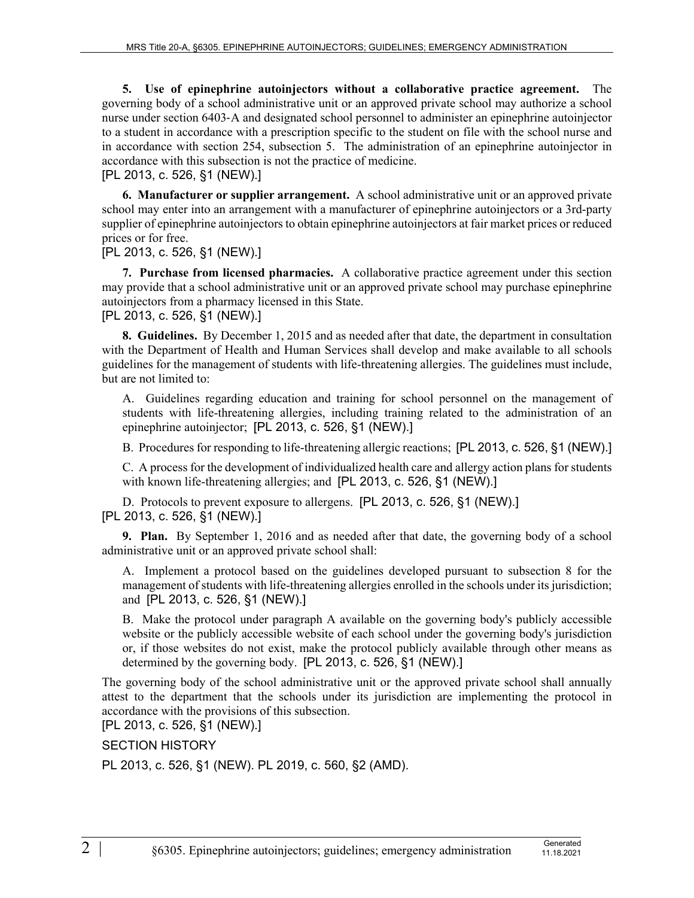**5. Use of epinephrine autoinjectors without a collaborative practice agreement.** The governing body of a school administrative unit or an approved private school may authorize a school nurse under section 6403-A and designated school personnel to administer an epinephrine autoinjector to a student in accordance with a prescription specific to the student on file with the school nurse and in accordance with section 254, subsection 5. The administration of an epinephrine autoinjector in accordance with this subsection is not the practice of medicine.
[PL 2013, c. 526, §1 (NEW).]

**6. Manufacturer or supplier arrangement.** A school administrative unit or an approved private school may enter into an arrangement with a manufacturer of epinephrine autoinjectors or a 3rd-party supplier of epinephrine autoinjectors to obtain epinephrine autoinjectors at fair market prices or reduced prices or for free.
[PL 2013, c. 526, §1 (NEW).]

**7. Purchase from licensed pharmacies.** A collaborative practice agreement under this section may provide that a school administrative unit or an approved private school may purchase epinephrine autoinjectors from a pharmacy licensed in this State.
[PL 2013, c. 526, §1 (NEW).]

**8. Guidelines.** By December 1, 2015 and as needed after that date, the department in consultation with the Department of Health and Human Services shall develop and make available to all schools guidelines for the management of students with life-threatening allergies. The guidelines must include, but are not limited to:

A. Guidelines regarding education and training for school personnel on the management of students with life-threatening allergies, including training related to the administration of an epinephrine autoinjector; [PL 2013, c. 526, §1 (NEW).]

B. Procedures for responding to life-threatening allergic reactions; [PL 2013, c. 526, §1 (NEW).]

C. A process for the development of individualized health care and allergy action plans for students with known life-threatening allergies; and [PL 2013, c. 526, §1 (NEW).]

D. Protocols to prevent exposure to allergens. [PL 2013, c. 526, §1 (NEW).]
[PL 2013, c. 526, §1 (NEW).]

**9. Plan.** By September 1, 2016 and as needed after that date, the governing body of a school administrative unit or an approved private school shall:

A. Implement a protocol based on the guidelines developed pursuant to subsection 8 for the management of students with life-threatening allergies enrolled in the schools under its jurisdiction; and [PL 2013, c. 526, §1 (NEW).]

B. Make the protocol under paragraph A available on the governing body's publicly accessible website or the publicly accessible website of each school under the governing body's jurisdiction or, if those websites do not exist, make the protocol publicly available through other means as determined by the governing body. [PL 2013, c. 526, §1 (NEW).]

The governing body of the school administrative unit or the approved private school shall annually attest to the department that the schools under its jurisdiction are implementing the protocol in accordance with the provisions of this subsection.
[PL 2013, c. 526, §1 (NEW).]

SECTION HISTORY

PL 2013, c. 526, §1 (NEW). PL 2019, c. 560, §2 (AMD).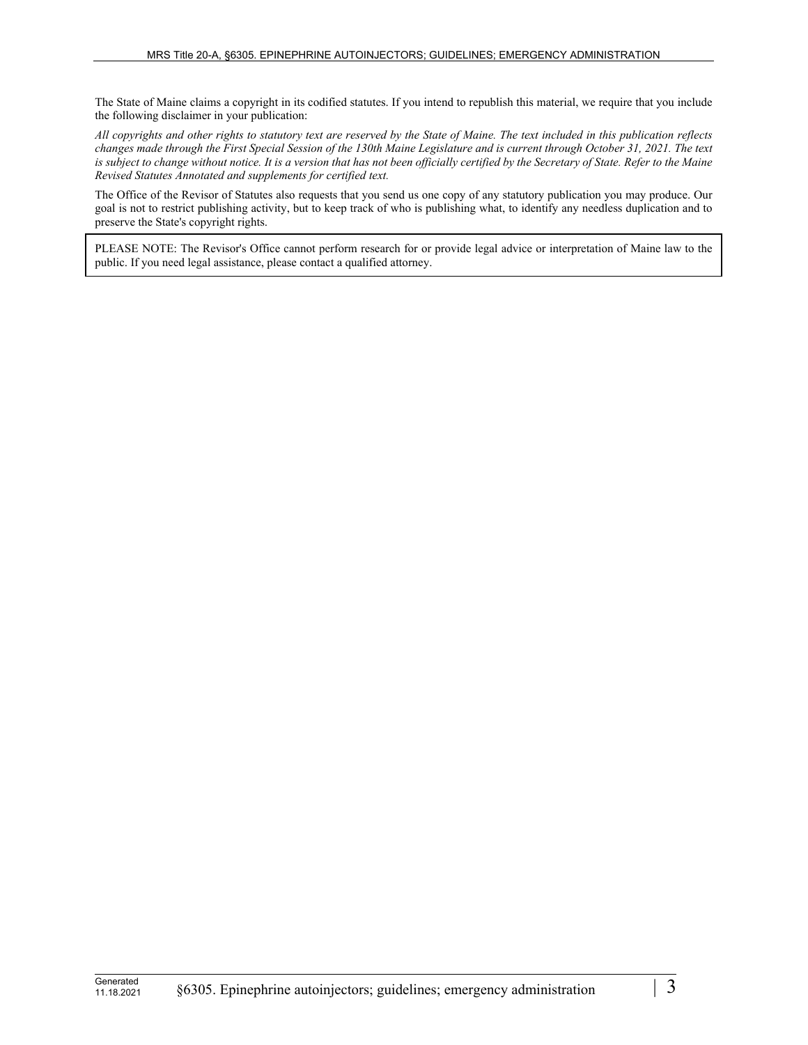The State of Maine claims a copyright in its codified statutes. If you intend to republish this material, we require that you include the following disclaimer in your publication:

*All copyrights and other rights to statutory text are reserved by the State of Maine. The text included in this publication reflects changes made through the First Special Session of the 130th Maine Legislature and is current through October 31, 2021. The text is subject to change without notice. It is a version that has not been officially certified by the Secretary of State. Refer to the Maine Revised Statutes Annotated and supplements for certified text.*

The Office of the Revisor of Statutes also requests that you send us one copy of any statutory publication you may produce. Our goal is not to restrict publishing activity, but to keep track of who is publishing what, to identify any needless duplication and to preserve the State's copyright rights.

PLEASE NOTE: The Revisor's Office cannot perform research for or provide legal advice or interpretation of Maine law to the public. If you need legal assistance, please contact a qualified attorney.